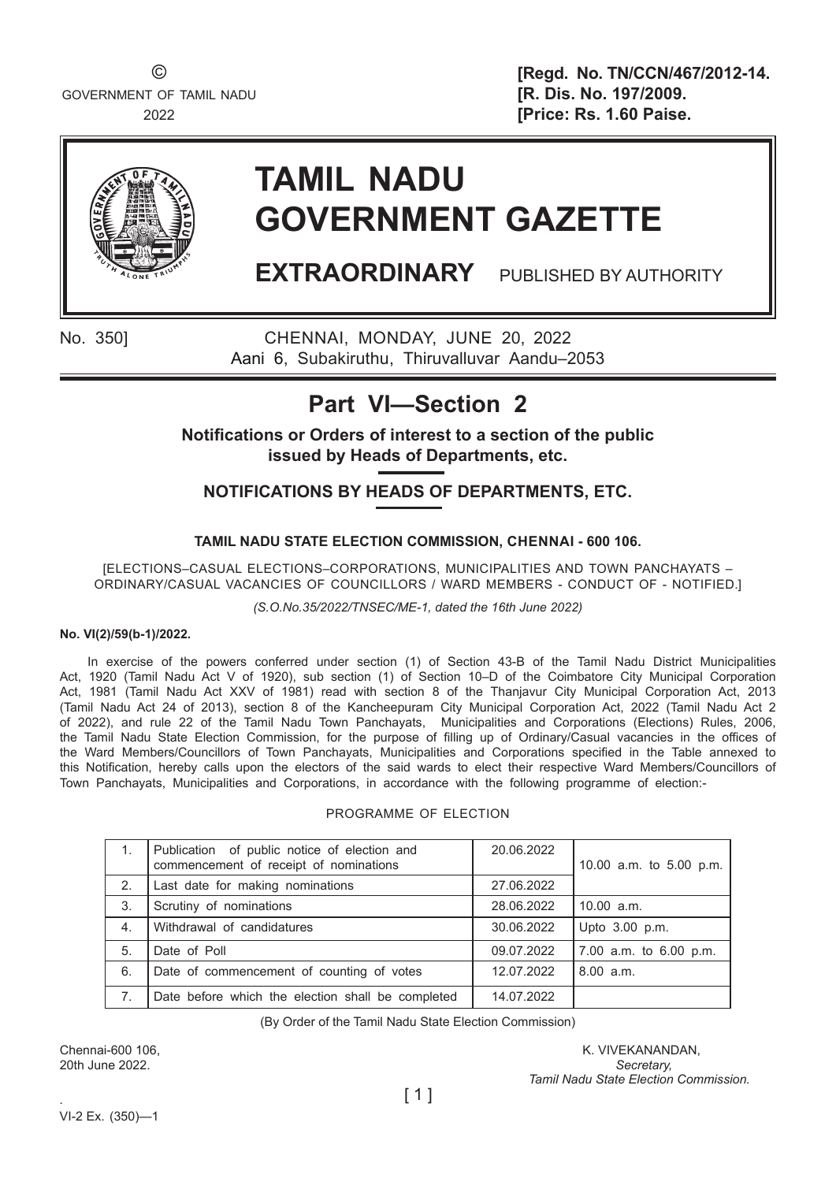©
GOVERNMENT OF TAMIL NADU
2022

**[Regd. No. TN/CCN/467/2012-14.**
**[R. Dis. No. 197/2009.**
**[Price: Rs. 1.60 Paise.**

# TAMIL NADU GOVERNMENT GAZETTE

**EXTRAORDINARY** PUBLISHED BY AUTHORITY

No. 350] CHENNAI, MONDAY, JUNE 20, 2022
Aani 6, Subakiruthu, Thiruvalluvar Aandu–2053

## Part VI—Section 2

**Notifications or Orders of interest to a section of the public issued by Heads of Departments, etc.**

### NOTIFICATIONS BY HEADS OF DEPARTMENTS, ETC.

**TAMIL NADU STATE ELECTION COMMISSION, CHENNAI - 600 106.**

[ELECTIONS–CASUAL ELECTIONS–CORPORATIONS, MUNICIPALITIES AND TOWN PANCHAYATS – ORDINARY/CASUAL VACANCIES OF COUNCILLORS / WARD MEMBERS - CONDUCT OF - NOTIFIED.]

*(S.O.No.35/2022/TNSEC/ME-1, dated the 16th June 2022)*

**No. VI(2)/59(b-1)/2022.**

In exercise of the powers conferred under section (1) of Section 43-B of the Tamil Nadu District Municipalities Act, 1920 (Tamil Nadu Act V of 1920), sub section (1) of Section 10–D of the Coimbatore City Municipal Corporation Act, 1981 (Tamil Nadu Act XXV of 1981) read with section 8 of the Thanjavur City Municipal Corporation Act, 2013 (Tamil Nadu Act 24 of 2013), section 8 of the Kancheepuram City Municipal Corporation Act, 2022 (Tamil Nadu Act 2 of 2022), and rule 22 of the Tamil Nadu Town Panchayats, Municipalities and Corporations (Elections) Rules, 2006, the Tamil Nadu State Election Commission, for the purpose of filling up of Ordinary/Casual vacancies in the offices of the Ward Members/Councillors of Town Panchayats, Municipalities and Corporations specified in the Table annexed to this Notification, hereby calls upon the electors of the said wards to elect their respective Ward Members/Councillors of Town Panchayats, Municipalities and Corporations, in accordance with the following programme of election:-

PROGRAMME OF ELECTION

| | | | |
|---|---|---|---|
| 1. | Publication of public notice of election and commencement of receipt of nominations | 20.06.2022 | 10.00 a.m. to 5.00 p.m. |
| 2. | Last date for making nominations | 27.06.2022 | |
| 3. | Scrutiny of nominations | 28.06.2022 | 10.00 a.m. |
| 4. | Withdrawal of candidatures | 30.06.2022 | Upto 3.00 p.m. |
| 5. | Date of Poll | 09.07.2022 | 7.00 a.m. to 6.00 p.m. |
| 6. | Date of commencement of counting of votes | 12.07.2022 | 8.00 a.m. |
| 7. | Date before which the election shall be completed | 14.07.2022 | |

(By Order of the Tamil Nadu State Election Commission)

Chennai-600 106,
20th June 2022.

K. VIVEKANANDAN,
*Secretary,*
*Tamil Nadu State Election Commission.*

VI-2 Ex. (350)—1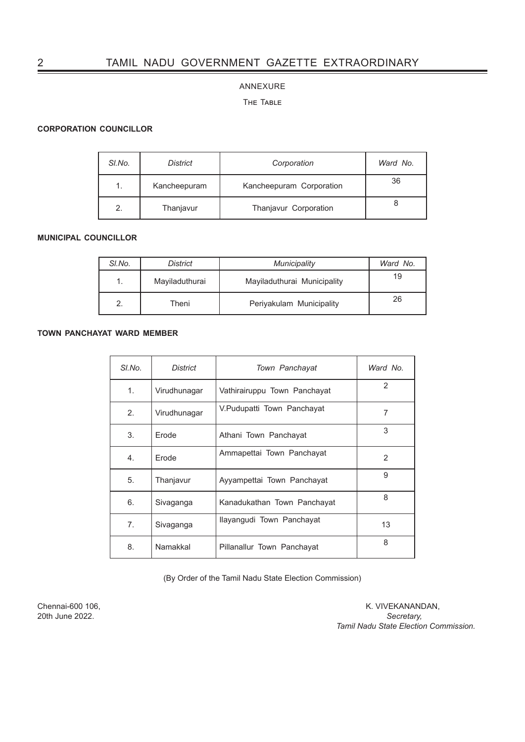## ANNEXURE

### The Table

**CORPORATION COUNCILLOR**

| *Sl.No.* | *District* | *Corporation* | *Ward No.* |
|---|---|---|---|
| 1. | Kancheepuram | Kancheepuram Corporation | 36 |
| 2. | Thanjavur | Thanjavur Corporation | 8 |

**MUNICIPAL COUNCILLOR**

| *Sl.No.* | *District* | *Municipality* | *Ward No.* |
|---|---|---|---|
| 1. | Mayiladuthurai | Mayiladuthurai Municipality | 19 |
| 2. | Theni | Periyakulam Municipality | 26 |

**TOWN PANCHAYAT WARD MEMBER**

| *Sl.No.* | *District* | *Town Panchayat* | *Ward No.* |
|---|---|---|---|
| 1. | Virudhunagar | Vathirairuppu Town Panchayat | 2 |
| 2. | Virudhunagar | V.Pudupatti Town Panchayat | 7 |
| 3. | Erode | Athani Town Panchayat | 3 |
| 4. | Erode | Ammapettai Town Panchayat | 2 |
| 5. | Thanjavur | Ayyampettai Town Panchayat | 9 |
| 6. | Sivaganga | Kanadukathan Town Panchayat | 8 |
| 7. | Sivaganga | Ilayangudi Town Panchayat | 13 |
| 8. | Namakkal | Pillanallur Town Panchayat | 8 |

(By Order of the Tamil Nadu State Election Commission)

Chennai-600 106,
20th June 2022.

K. VIVEKANANDAN,
*Secretary,*
*Tamil Nadu State Election Commission.*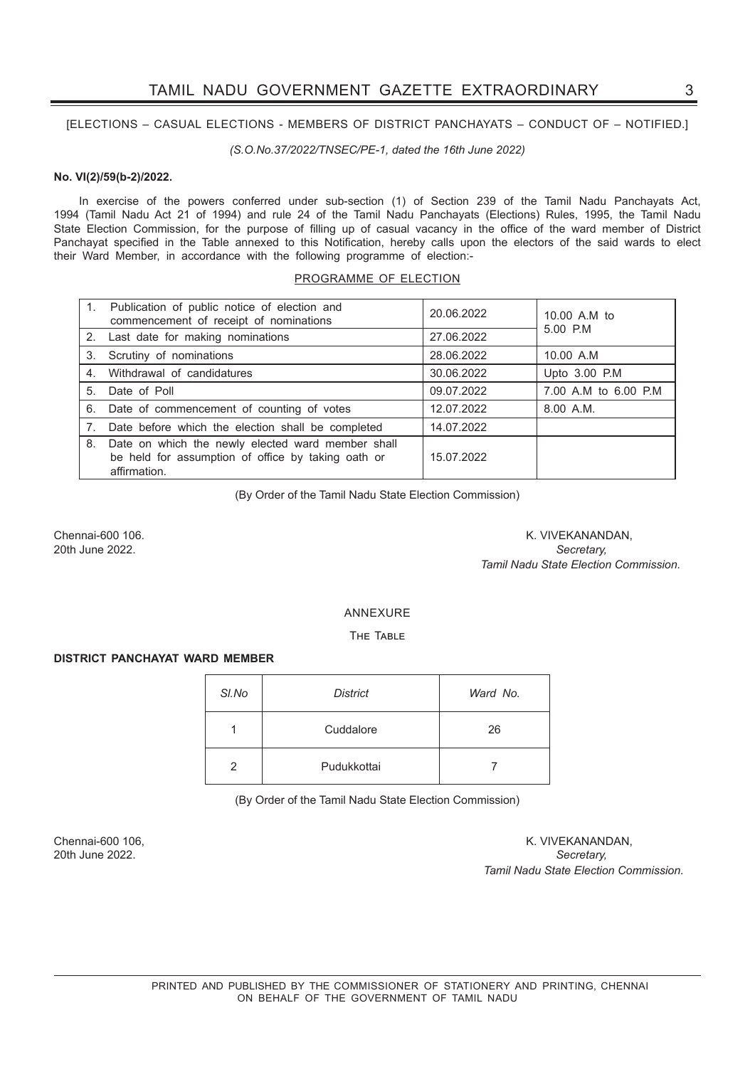[ELECTIONS – CASUAL ELECTIONS - MEMBERS OF DISTRICT PANCHAYATS – CONDUCT OF – NOTIFIED.]

*(S.O.No.37/2022/TNSEC/PE-1, dated the 16th June 2022)*

**No. VI(2)/59(b-2)/2022.**

In exercise of the powers conferred under sub-section (1) of Section 239 of the Tamil Nadu Panchayats Act, 1994 (Tamil Nadu Act 21 of 1994) and rule 24 of the Tamil Nadu Panchayats (Elections) Rules, 1995, the Tamil Nadu State Election Commission, for the purpose of filling up of casual vacancy in the office of the ward member of District Panchayat specified in the Table annexed to this Notification, hereby calls upon the electors of the said wards to elect their Ward Member, in accordance with the following programme of election:-

PROGRAMME OF ELECTION

| | | |
|---|---|---|
| 1. Publication of public notice of election and commencement of receipt of nominations | 20.06.2022 | 10.00 A.M to 5.00 P.M |
| 2. Last date for making nominations | 27.06.2022 | |
| 3. Scrutiny of nominations | 28.06.2022 | 10.00 A.M |
| 4. Withdrawal of candidatures | 30.06.2022 | Upto 3.00 P.M |
| 5. Date of Poll | 09.07.2022 | 7.00 A.M to 6.00 P.M |
| 6. Date of commencement of counting of votes | 12.07.2022 | 8.00 A.M. |
| 7. Date before which the election shall be completed | 14.07.2022 | |
| 8. Date on which the newly elected ward member shall be held for assumption of office by taking oath or affirmation. | 15.07.2022 | |

(By Order of the Tamil Nadu State Election Commission)

Chennai-600 106.
20th June 2022.

K. VIVEKANANDAN,
*Secretary,*
*Tamil Nadu State Election Commission.*

ANNEXURE

THE TABLE

**DISTRICT PANCHAYAT WARD MEMBER**

| *Sl.No* | *District* | *Ward No.* |
|---|---|---|
| 1 | Cuddalore | 26 |
| 2 | Pudukkottai | 7 |

(By Order of the Tamil Nadu State Election Commission)

Chennai-600 106,
20th June 2022.

K. VIVEKANANDAN,
*Secretary,*
*Tamil Nadu State Election Commission.*

PRINTED AND PUBLISHED BY THE COMMISSIONER OF STATIONERY AND PRINTING, CHENNAI ON BEHALF OF THE GOVERNMENT OF TAMIL NADU